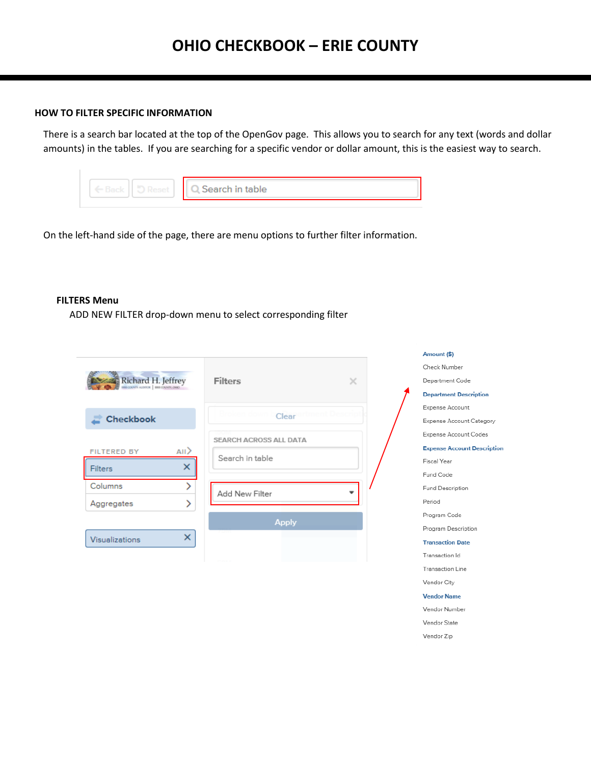# OHIO CHECKBOOK – ERIE COUNTY

## HOW TO FILTER SPECIFIC INFORMATION

There is a search bar located at the top of the OpenGov page. This allows you to search for any text (words and dollar amounts) in the tables. If you are searching for a specific vendor or dollar amount, this is the easiest way to search.

On the left-hand side of the page, there are menu options to further filter information.

### FILTERS Menu

ADD NEW FILTER drop-down menu to select corresponding filter

- **Amount ($)**
- Check Number
- Department Code
- **Department Description**
- Expense Account
- Expense Account Category
- Expense Account Codes
- **Expense Account Description**
- Fiscal Year
- Fund Code
- Fund Description
- Period
- Program Code
- Program Description
- **Transaction Date**
- Transaction Id
- Transaction Line
- Vendor City
- **Vendor Name**
- Vendor Number
- Vendor State
- Vendor Zip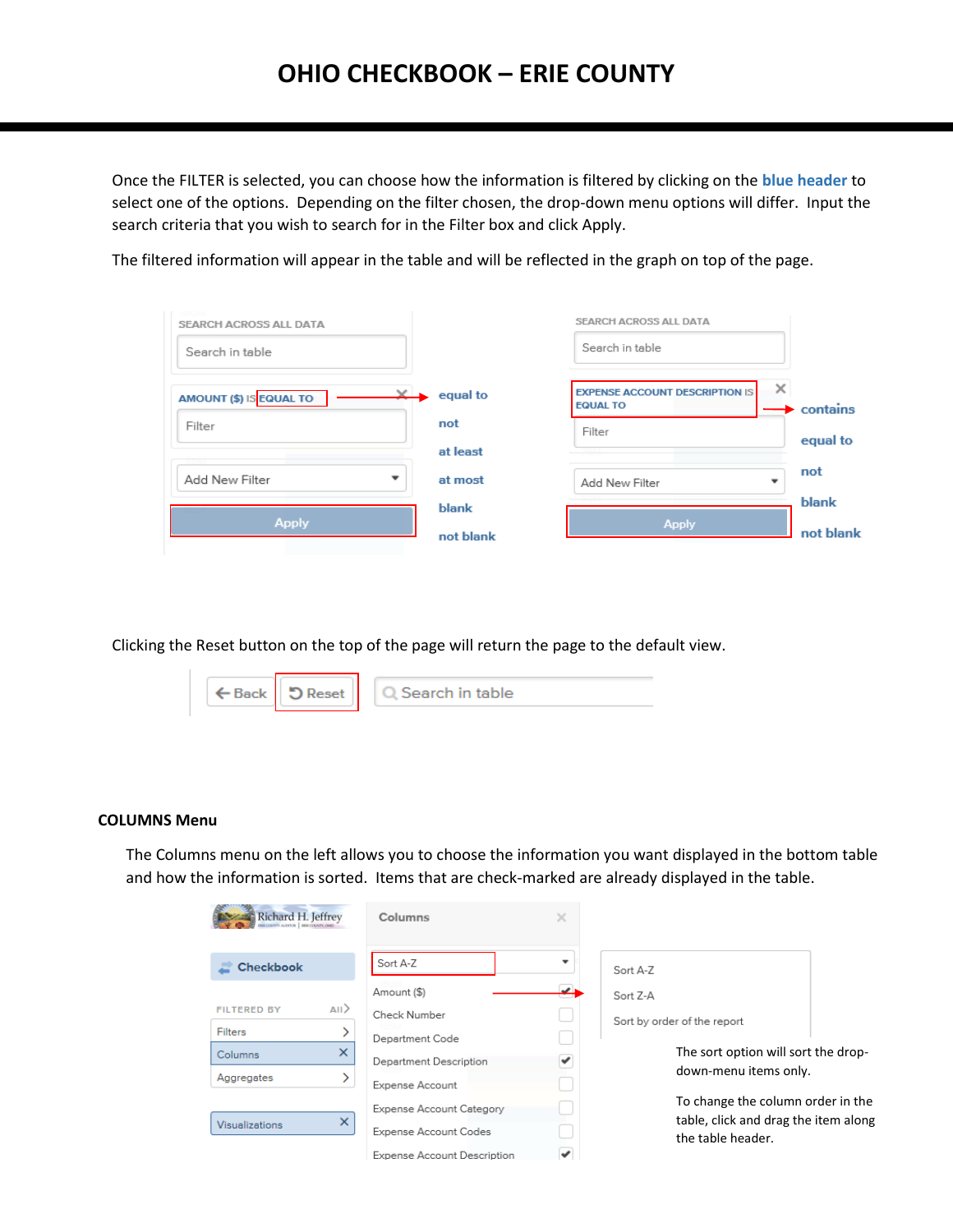# OHIO CHECKBOOK – ERIE COUNTY

Once the FILTER is selected, you can choose how the information is filtered by clicking on the **blue header** to select one of the options. Depending on the filter chosen, the drop-down menu options will differ. Input the search criteria that you wish to search for in the Filter box and click Apply.

The filtered information will appear in the table and will be reflected in the graph on top of the page.

SEARCH ACROSS ALL DATA

Search in table

AMOUNT ($) IS EQUAL TO

Filter

Add New Filter

Apply

equal to
not
at least
at most
blank
not blank

SEARCH ACROSS ALL DATA

Search in table

EXPENSE ACCOUNT DESCRIPTION IS EQUAL TO

Filter

Add New Filter

Apply

contains
equal to
not
blank
not blank

Clicking the Reset button on the top of the page will return the page to the default view.

Back | Reset | Search in table

**COLUMNS Menu**

The Columns menu on the left allows you to choose the information you want displayed in the bottom table and how the information is sorted. Items that are check-marked are already displayed in the table.

Richard H. Jeffrey

Checkbook

FILTERED BY All

Filters
Columns
Aggregates

Visualizations

Columns

Sort A-Z

Amount ($)
Check Number
Department Code
Department Description
Expense Account
Expense Account Category
Expense Account Codes
Expense Account Description

Sort A-Z
Sort Z-A
Sort by order of the report

The sort option will sort the drop-down-menu items only.

To change the column order in the table, click and drag the item along the table header.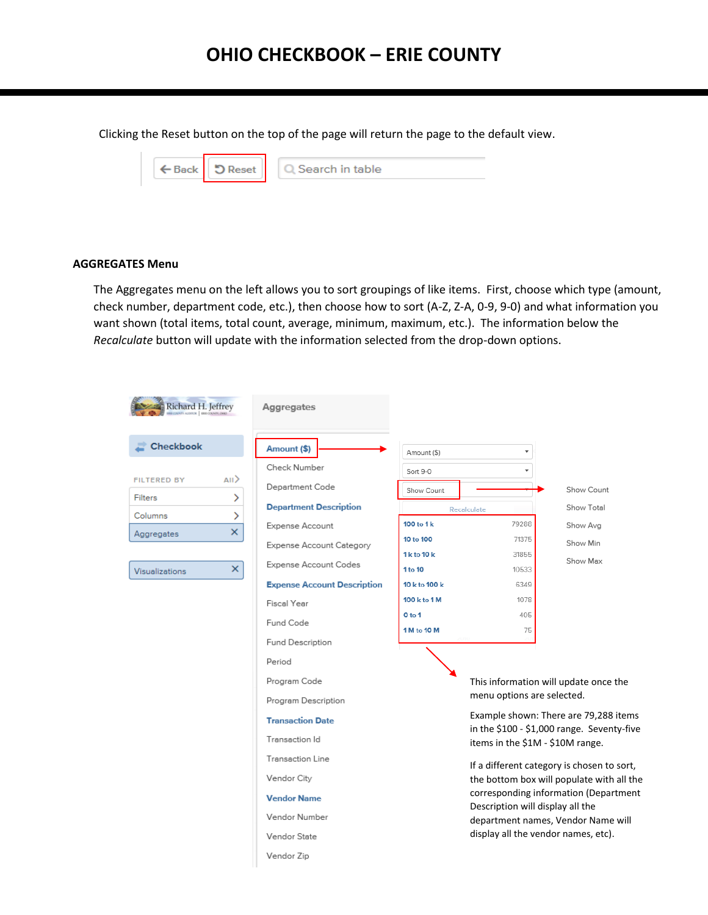# OHIO CHECKBOOK – ERIE COUNTY

Clicking the Reset button on the top of the page will return the page to the default view.

## AGGREGATES Menu

The Aggregates menu on the left allows you to sort groupings of like items. First, choose which type (amount, check number, department code, etc.), then choose how to sort (A-Z, Z-A, 0-9, 9-0) and what information you want shown (total items, total count, average, minimum, maximum, etc.). The information below the *Recalculate* button will update with the information selected from the drop-down options.

This information will update once the menu options are selected.

Example shown: There are 79,288 items in the $100 - $1,000 range. Seventy-five items in the $1M - $10M range.

If a different category is chosen to sort, the bottom box will populate with all the corresponding information (Department Description will display all the department names, Vendor Name will display all the vendor names, etc).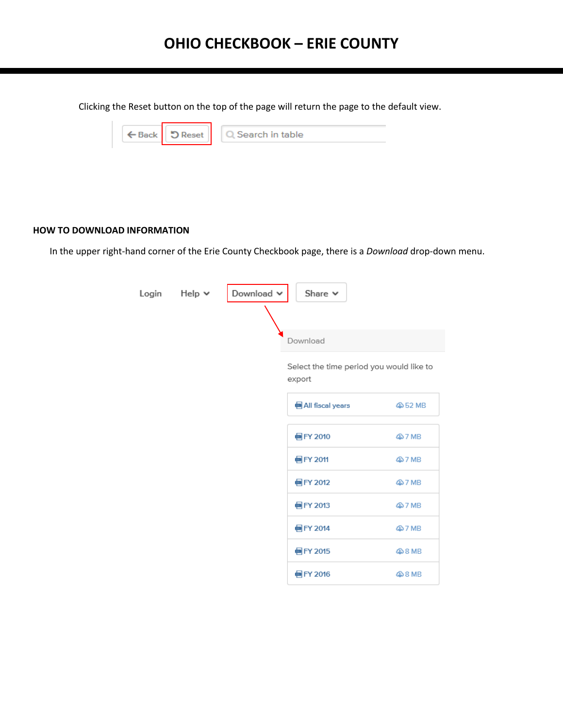# OHIO CHECKBOOK – ERIE COUNTY

Clicking the Reset button on the top of the page will return the page to the default view.

Back | Reset | Search in table

## HOW TO DOWNLOAD INFORMATION

In the upper right-hand corner of the Erie County Checkbook page, there is a *Download* drop-down menu.

Login | Help | Download | Share

Download

Select the time period you would like to export

| Period | Size |
|---|---|
| All fiscal years | 52 MB |
| FY 2010 | 7 MB |
| FY 2011 | 7 MB |
| FY 2012 | 7 MB |
| FY 2013 | 7 MB |
| FY 2014 | 7 MB |
| FY 2015 | 8 MB |
| FY 2016 | 8 MB |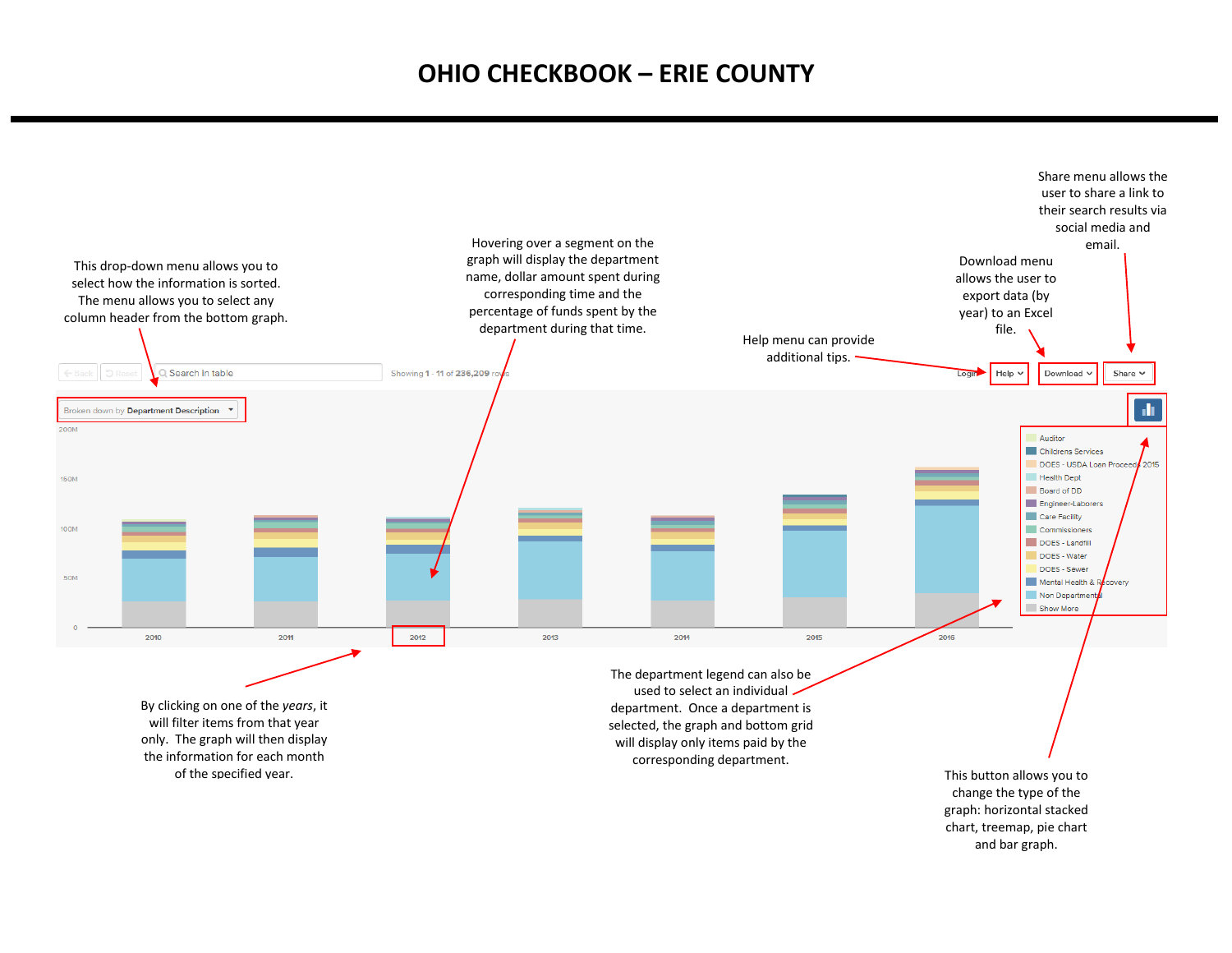# OHIO CHECKBOOK – ERIE COUNTY

Share menu allows the user to share a link to their search results via social media and email.

Download menu allows the user to export data (by year) to an Excel file.

Help menu can provide additional tips.

Hovering over a segment on the graph will display the department name, dollar amount spent during corresponding time and the percentage of funds spent by the department during that time.

This drop-down menu allows you to select how the information is sorted. The menu allows you to select any column header from the bottom graph.

By clicking on one of the *years*, it will filter items from that year only. The graph will then display the information for each month of the specified year.

The department legend can also be used to select an individual department. Once a department is selected, the graph and bottom grid will display only items paid by the corresponding department.

This button allows you to change the type of the graph: horizontal stacked chart, treemap, pie chart and bar graph.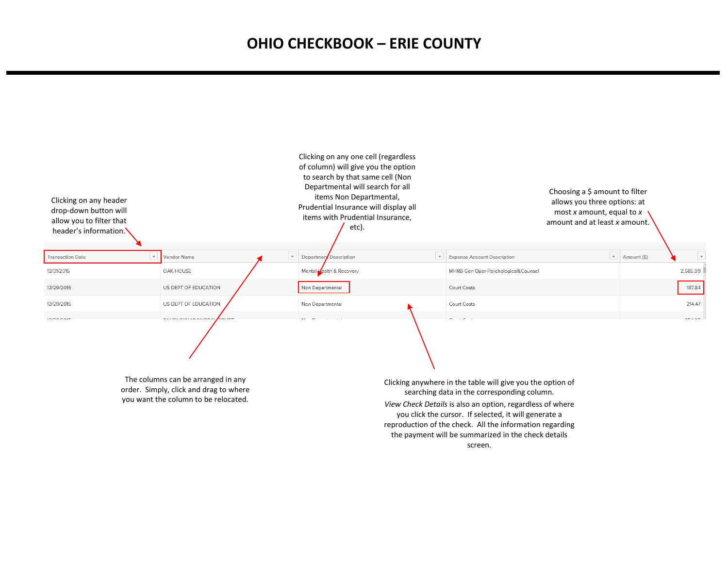# OHIO CHECKBOOK – ERIE COUNTY

Clicking on any header drop-down button will allow you to filter that header's information.

Clicking on any one cell (regardless of column) will give you the option to search by that same cell (Non Departmental will search for all items Non Departmental, Prudential Insurance will display all items with Prudential Insurance, etc).

Choosing a $ amount to filter allows you three options: at most *x* amount, equal to *x* amount and at least *x* amount.

| Transaction Date | Vendor Name | Department Description | Expense Account Description | Amount ($) |
|---|---|---|---|---|
| 12/31/2015 | OAK HOUSE | Mental Health & Recovery | MHRB-Gen Oper-Psychological&Counsel | 2,585.99 |
| 12/29/2015 | US DEPT OF EDUCATION | Non Departmental | Court Costs | 187.84 |
| 12/29/2015 | US DEPT OF EDUCATION | Non Departmental | Court Costs | 214.47 |

The columns can be arranged in any order. Simply, click and drag to where you want the column to be relocated.

Clicking anywhere in the table will give you the option of searching data in the corresponding column.

*View Check Details* is also an option, regardless of where you click the cursor. If selected, it will generate a reproduction of the check. All the information regarding the payment will be summarized in the check details screen.